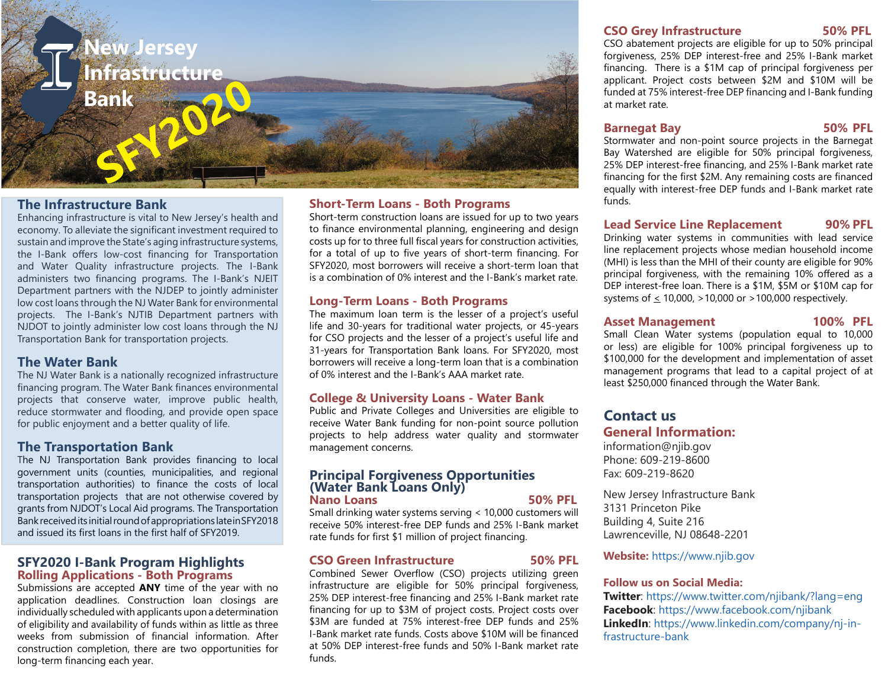# New Jersey Infrastructure Bank

SFY2020

## The Infrastructure Bank

Enhancing infrastructure is vital to New Jersey's health and economy. To alleviate the significant investment required to sustain and improve the State's aging infrastructure systems, the I-Bank offers low-cost financing for Transportation and Water Quality infrastructure projects. The I-Bank administers two financing programs. The I-Bank's NJEIT Department partners with the NJDEP to jointly administer low cost loans through the NJ Water Bank for environmental projects. The I-Bank's NJTIB Department partners with NJDOT to jointly administer low cost loans through the NJ Transportation Bank for transportation projects.

## The Water Bank

The NJ Water Bank is a nationally recognized infrastructure financing program. The Water Bank finances environmental projects that conserve water, improve public health, reduce stormwater and flooding, and provide open space for public enjoyment and a better quality of life.

## The Transportation Bank

The NJ Transportation Bank provides financing to local government units (counties, municipalities, and regional transportation authorities) to finance the costs of local transportation projects that are not otherwise covered by grants from NJDOT's Local Aid programs. The Transportation Bank received its initial round of appropriations late in SFY2018 and issued its first loans in the first half of SFY2019.

## SFY2020 I-Bank Program Highlights

### Rolling Applications - Both Programs

Submissions are accepted **ANY** time of the year with no application deadlines. Construction loan closings are individually scheduled with applicants upon a determination of eligibility and availability of funds within as little as three weeks from submission of financial information. After construction completion, there are two opportunities for long-term financing each year.

### Short-Term Loans - Both Programs

Short-term construction loans are issued for up to two years to finance environmental planning, engineering and design costs up for to three full fiscal years for construction activities, for a total of up to five years of short-term financing. For SFY2020, most borrowers will receive a short-term loan that is a combination of 0% interest and the I-Bank's market rate.

### Long-Term Loans - Both Programs

The maximum loan term is the lesser of a project's useful life and 30-years for traditional water projects, or 45-years for CSO projects and the lesser of a project's useful life and 31-years for Transportation Bank loans. For SFY2020, most borrowers will receive a long-term loan that is a combination of 0% interest and the I-Bank's AAA market rate.

### College & University Loans - Water Bank

Public and Private Colleges and Universities are eligible to receive Water Bank funding for non-point source pollution projects to help address water quality and stormwater management concerns.

## Principal Forgiveness Opportunities (Water Bank Loans Only)

### Nano Loans — 50% PFL

Small drinking water systems serving < 10,000 customers will receive 50% interest-free DEP funds and 25% I-Bank market rate funds for first $1 million of project financing.

### CSO Green Infrastructure — 50% PFL

Combined Sewer Overflow (CSO) projects utilizing green infrastructure are eligible for 50% principal forgiveness, 25% DEP interest-free financing and 25% I-Bank market rate financing for up to $3M of project costs. Project costs over $3M are funded at 75% interest-free DEP funds and 25% I-Bank market rate funds. Costs above $10M will be financed at 50% DEP interest-free funds and 50% I-Bank market rate funds.

### CSO Grey Infrastructure — 50% PFL

CSO abatement projects are eligible for up to 50% principal forgiveness, 25% DEP interest-free and 25% I-Bank market financing. There is a $1M cap of principal forgiveness per applicant. Project costs between $2M and $10M will be funded at 75% interest-free DEP financing and I-Bank funding at market rate.

### Barnegat Bay — 50% PFL

Stormwater and non-point source projects in the Barnegat Bay Watershed are eligible for 50% principal forgiveness, 25% DEP interest-free financing, and 25% I-Bank market rate financing for the first $2M. Any remaining costs are financed equally with interest-free DEP funds and I-Bank market rate funds.

### Lead Service Line Replacement — 90% PFL

Drinking water systems in communities with lead service line replacement projects whose median household income (MHI) is less than the MHI of their county are eligible for 90% principal forgiveness, with the remaining 10% offered as a DEP interest-free loan. There is a $1M, $5M or $10M cap for systems of ≤ 10,000, >10,000 or >100,000 respectively.

### Asset Management — 100% PFL

Small Clean Water systems (population equal to 10,000 or less) are eligible for 100% principal forgiveness up to $100,000 for the development and implementation of asset management programs that lead to a capital project of at least $250,000 financed through the Water Bank.

## Contact us

### General Information:

information@njib.gov
Phone: 609-219-8600
Fax: 609-219-8620

New Jersey Infrastructure Bank
3131 Princeton Pike
Building 4, Suite 216
Lawrenceville, NJ 08648-2201

**Website:** https://www.njib.gov

**Follow us on Social Media:**

**Twitter**: https://www.twitter.com/njibank/?lang=eng
**Facebook**: https://www.facebook.com/njibank
**LinkedIn**: https://www.linkedin.com/company/nj-infrastructure-bank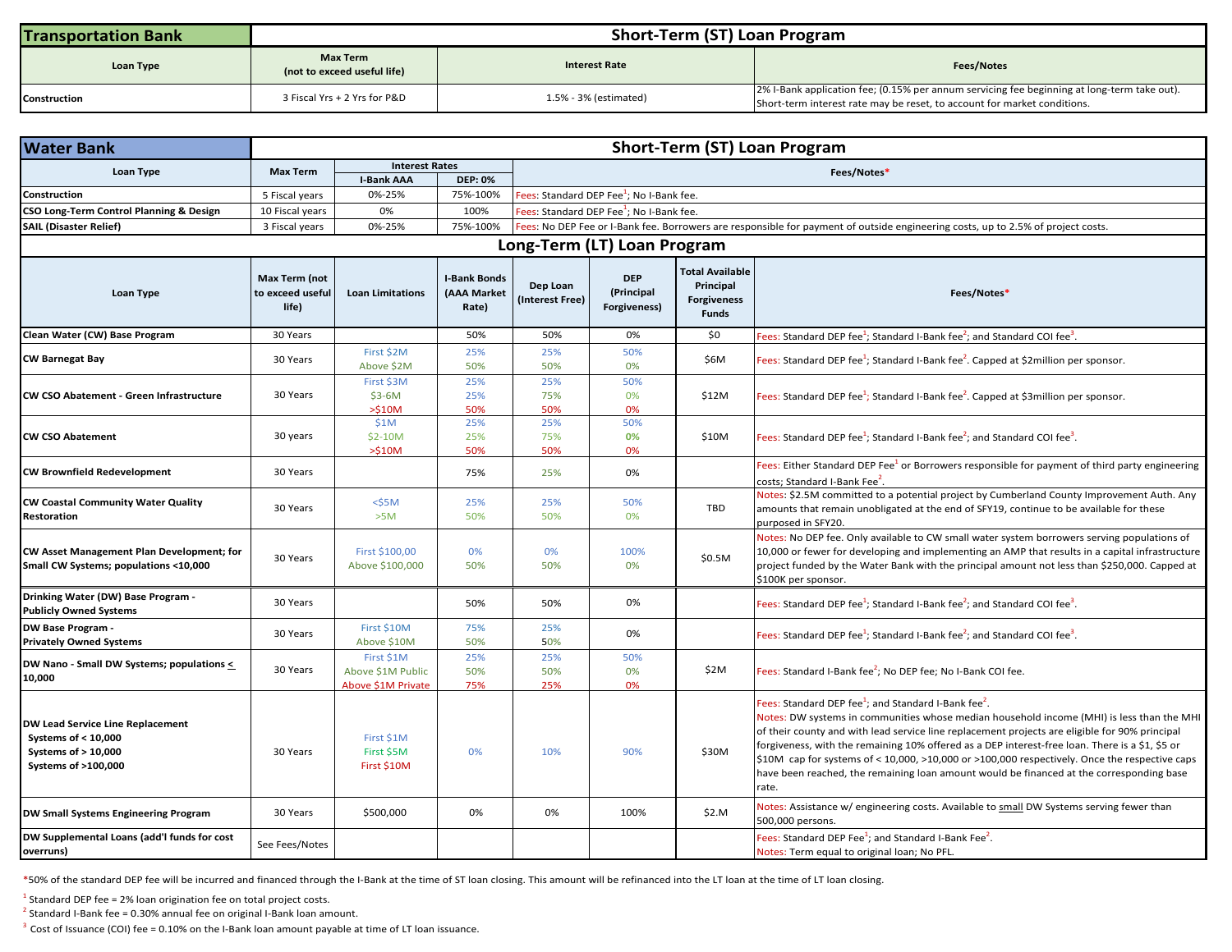## Transportation Bank — Short-Term (ST) Loan Program

| Loan Type | Max Term (not to exceed useful life) | Interest Rate | Fees/Notes |
|---|---|---|---|
| Construction | 3 Fiscal Yrs + 2 Yrs for P&D | 1.5% - 3% (estimated) | 2% I-Bank application fee; (0.15% per annum servicing fee beginning at long-term take out). Short-term interest rate may be reset, to account for market conditions. |

## Water Bank — Short-Term (ST) Loan Program

| Loan Type | Max Term | Interest Rates | | Fees/Notes* |
|---|---|---|---|---|
| | | I-Bank AAA | DEP: 0% | |
| Construction | 5 Fiscal years | 0%-25% | 75%-100% | Fees: Standard DEP Fee[1]; No I-Bank fee. |
| CSO Long-Term Control Planning & Design | 10 Fiscal years | 0% | 100% | Fees: Standard DEP Fee[1]; No I-Bank fee. |
| SAIL (Disaster Relief) | 3 Fiscal years | 0%-25% | 75%-100% | Fees: No DEP Fee or I-Bank fee. Borrowers are responsible for payment of outside engineering costs, up to 2.5% of project costs. |

## Long-Term (LT) Loan Program

| Loan Type | Max Term (not to exceed useful life) | Loan Limitations | I-Bank Bonds (AAA Market Rate) | Dep Loan (Interest Free) | DEP (Principal Forgiveness) | Total Available Principal Forgiveness Funds | Fees/Notes* |
|---|---|---|---|---|---|---|---|
| Clean Water (CW) Base Program | 30 Years | | 50% | 50% | 0% | $0 | Fees: Standard DEP fee[1]; Standard I-Bank fee[2]; and Standard COI fee[3]. |
| CW Barnegat Bay | 30 Years | First $2M<br>Above $2M | 25%<br>50% | 25%<br>50% | 50%<br>0% | $6M | Fees: Standard DEP fee[1]; Standard I-Bank fee[2]. Capped at $2million per sponsor. |
| CW CSO Abatement - Green Infrastructure | 30 Years | First $3M<br>$3-6M<br>>$10M | 25%<br>25%<br>50% | 25%<br>75%<br>50% | 50%<br>0%<br>0% | $12M | Fees: Standard DEP fee[1]; Standard I-Bank fee[2]. Capped at $3million per sponsor. |
| CW CSO Abatement | 30 years | $1M<br>$2-10M<br>>$10M | 25%<br>25%<br>50% | 25%<br>75%<br>50% | 50%<br>0%<br>0% | $10M | Fees: Standard DEP fee[1]; Standard I-Bank fee[2]; and Standard COI fee[3]. |
| CW Brownfield Redevelopment | 30 Years | | 75% | 25% | 0% | | Fees: Either Standard DEP Fee[1] or Borrowers responsible for payment of third party engineering costs; Standard I-Bank Fee[2]. |
| CW Coastal Community Water Quality Restoration | 30 Years | <$5M<br>>5M | 25%<br>50% | 25%<br>50% | 50%<br>0% | TBD | Notes: $2.5M committed to a potential project by Cumberland County Improvement Auth. Any amounts that remain unobligated at the end of SFY19, continue to be available for these purposed in SFY20. |
| CW Asset Management Plan Development; for Small CW Systems; populations <10,000 | 30 Years | First $100,00<br>Above $100,000 | 0%<br>50% | 0%<br>50% | 100%<br>0% | $0.5M | Notes: No DEP fee. Only available to CW small water system borrowers serving populations of 10,000 or fewer for developing and implementing an AMP that results in a capital infrastructure project funded by the Water Bank with the principal amount not less than $250,000. Capped at $100K per sponsor. |
| Drinking Water (DW) Base Program - Publicly Owned Systems | 30 Years | | 50% | 50% | 0% | | Fees: Standard DEP fee[1]; Standard I-Bank fee[2]; and Standard COI fee[3]. |
| DW Base Program - Privately Owned Systems | 30 Years | First $10M<br>Above $10M | 75%<br>50% | 25%<br>50% | 0% | | Fees: Standard DEP fee[1]; Standard I-Bank fee[2]; and Standard COI fee[3]. |
| DW Nano - Small DW Systems; populations ≤ 10,000 | 30 Years | First $1M<br>Above $1M Public<br>Above $1M Private | 25%<br>50%<br>75% | 25%<br>50%<br>25% | 50%<br>0%<br>0% | $2M | Fees: Standard I-Bank fee[2]; No DEP fee; No I-Bank COI fee. |
| DW Lead Service Line Replacement<br>Systems of < 10,000<br>Systems of > 10,000<br>Systems of >100,000 | 30 Years | First $1M<br>First $5M<br>First $10M | 0% | 10% | 90% | $30M | Fees: Standard DEP fee[1]; and Standard I-Bank fee[2].<br>Notes: DW systems in communities whose median household income (MHI) is less than the MHI of their county and with lead service line replacement projects are eligible for 90% principal forgiveness, with the remaining 10% offered as a DEP interest-free loan. There is a $1, $5 or $10M cap for systems of < 10,000, >10,000 or >100,000 respectively. Once the respective caps have been reached, the remaining loan amount would be financed at the corresponding base rate. |
| DW Small Systems Engineering Program | 30 Years | $500,000 | 0% | 0% | 100% | $2.M | Notes: Assistance w/ engineering costs. Available to small DW Systems serving fewer than 500,000 persons. |
| DW Supplemental Loans (add'l funds for cost overruns) | See Fees/Notes | | | | | | Fees: Standard DEP Fee[1]; and Standard I-Bank Fee[2].<br>Notes: Term equal to original loan; No PFL. |

*50% of the standard DEP fee will be incurred and financed through the I-Bank at the time of ST loan closing. This amount will be refinanced into the LT loan at the time of LT loan closing.

[1] Standard DEP fee = 2% loan origination fee on total project costs.

[2] Standard I-Bank fee = 0.30% annual fee on original I-Bank loan amount.

[3] Cost of Issuance (COI) fee = 0.10% on the I-Bank loan amount payable at time of LT loan issuance.